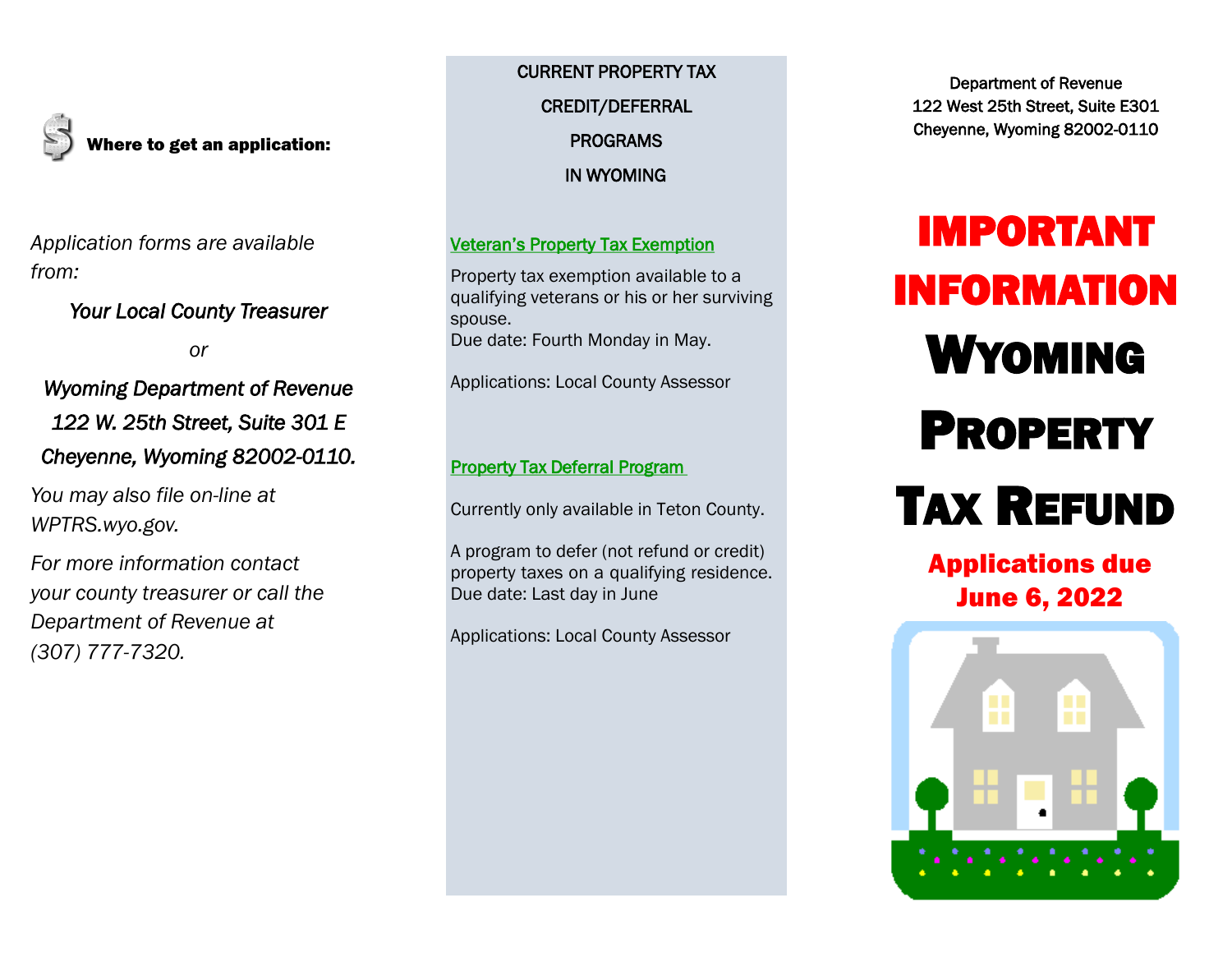**Where to get an application:**

*Application forms are available from:*

***Your Local County Treasurer***

*or*

***Wyoming Department of Revenue***
***122 W. 25th Street, Suite 301 E***
***Cheyenne, Wyoming 82002-0110.***

*You may also file on-line at WPTRS.wyo.gov.*

*For more information contact your county treasurer or call the Department of Revenue at (307) 777-7320.*

## CURRENT PROPERTY TAX CREDIT/DEFERRAL PROGRAMS IN WYOMING

### Veteran's Property Tax Exemption

Property tax exemption available to a qualifying veterans or his or her surviving spouse.
Due date: Fourth Monday in May.

Applications: Local County Assessor

### Property Tax Deferral Program

Currently only available in Teton County.

A program to defer (not refund or credit) property taxes on a qualifying residence.
Due date: Last day in June

Applications: Local County Assessor

Department of Revenue
122 West 25th Street, Suite E301
Cheyenne, Wyoming 82002-0110

# IMPORTANT INFORMATION

# WYOMING PROPERTY TAX REFUND

**Applications due June 6, 2022**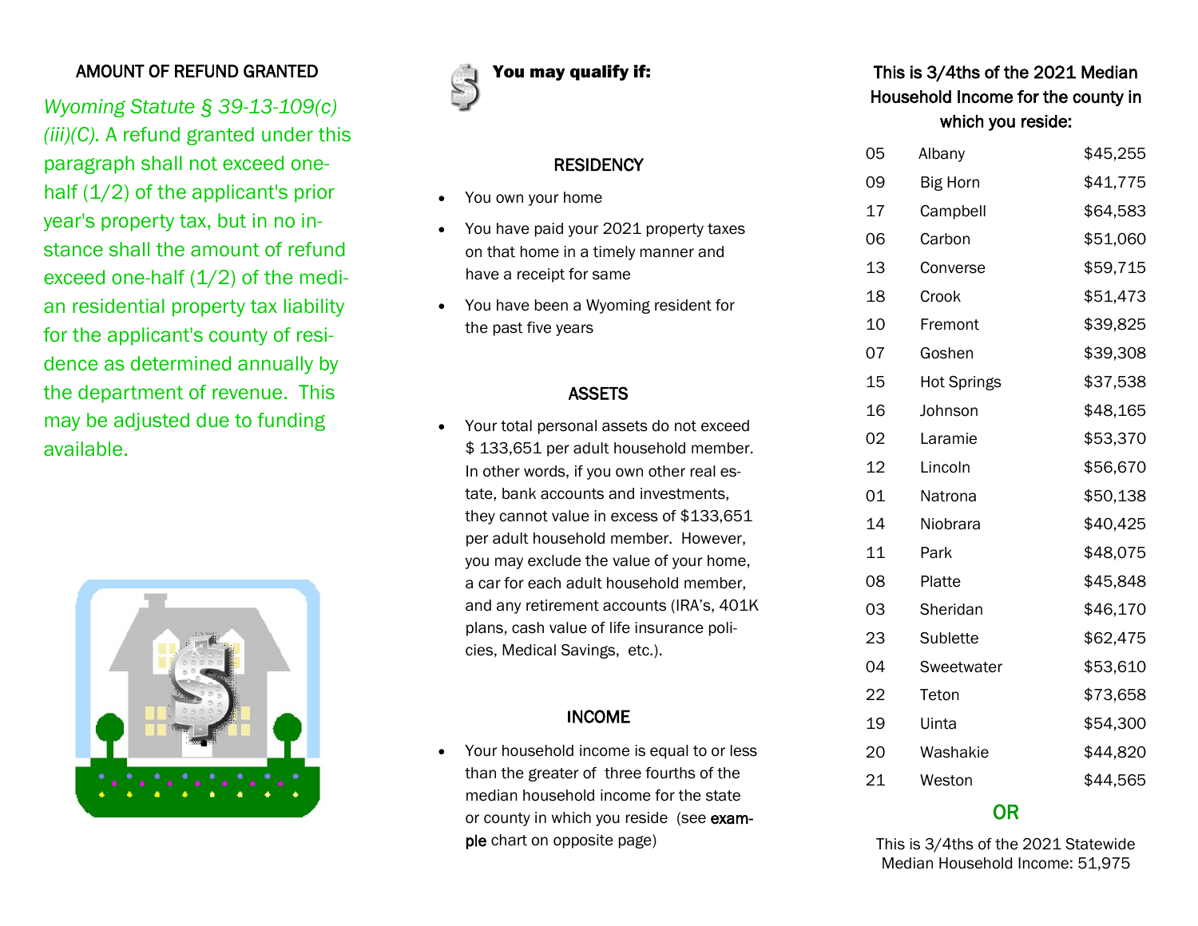## AMOUNT OF REFUND GRANTED

*Wyoming Statute § 39-13-109(c)(iii)(C).* A refund granted under this paragraph shall not exceed one-half (1/2) of the applicant's prior year's property tax, but in no instance shall the amount of refund exceed one-half (1/2) of the median residential property tax liability for the applicant's county of residence as determined annually by the department of revenue. This may be adjusted due to funding available.

## You may qualify if:

### RESIDENCY

- You own your home
- You have paid your 2021 property taxes on that home in a timely manner and have a receipt for same
- You have been a Wyoming resident for the past five years

### ASSETS

- Your total personal assets do not exceed $ 133,651 per adult household member. In other words, if you own other real estate, bank accounts and investments, they cannot value in excess of $133,651 per adult household member. However, you may exclude the value of your home, a car for each adult household member, and any retirement accounts (IRA's, 401K plans, cash value of life insurance policies, Medical Savings, etc.).

### INCOME

- Your household income is equal to or less than the greater of three fourths of the median household income for the state or county in which you reside (see example chart on opposite page)

### This is 3/4ths of the 2021 Median Household Income for the county in which you reside:

| | | |
|---|---|---|
| 05 | Albany | $45,255 |
| 09 | Big Horn | $41,775 |
| 17 | Campbell | $64,583 |
| 06 | Carbon | $51,060 |
| 13 | Converse | $59,715 |
| 18 | Crook | $51,473 |
| 10 | Fremont | $39,825 |
| 07 | Goshen | $39,308 |
| 15 | Hot Springs | $37,538 |
| 16 | Johnson | $48,165 |
| 02 | Laramie | $53,370 |
| 12 | Lincoln | $56,670 |
| 01 | Natrona | $50,138 |
| 14 | Niobrara | $40,425 |
| 11 | Park | $48,075 |
| 08 | Platte | $45,848 |
| 03 | Sheridan | $46,170 |
| 23 | Sublette | $62,475 |
| 04 | Sweetwater | $53,610 |
| 22 | Teton | $73,658 |
| 19 | Uinta | $54,300 |
| 20 | Washakie | $44,820 |
| 21 | Weston | $44,565 |

**OR**

This is 3/4ths of the 2021 Statewide Median Household Income: 51,975